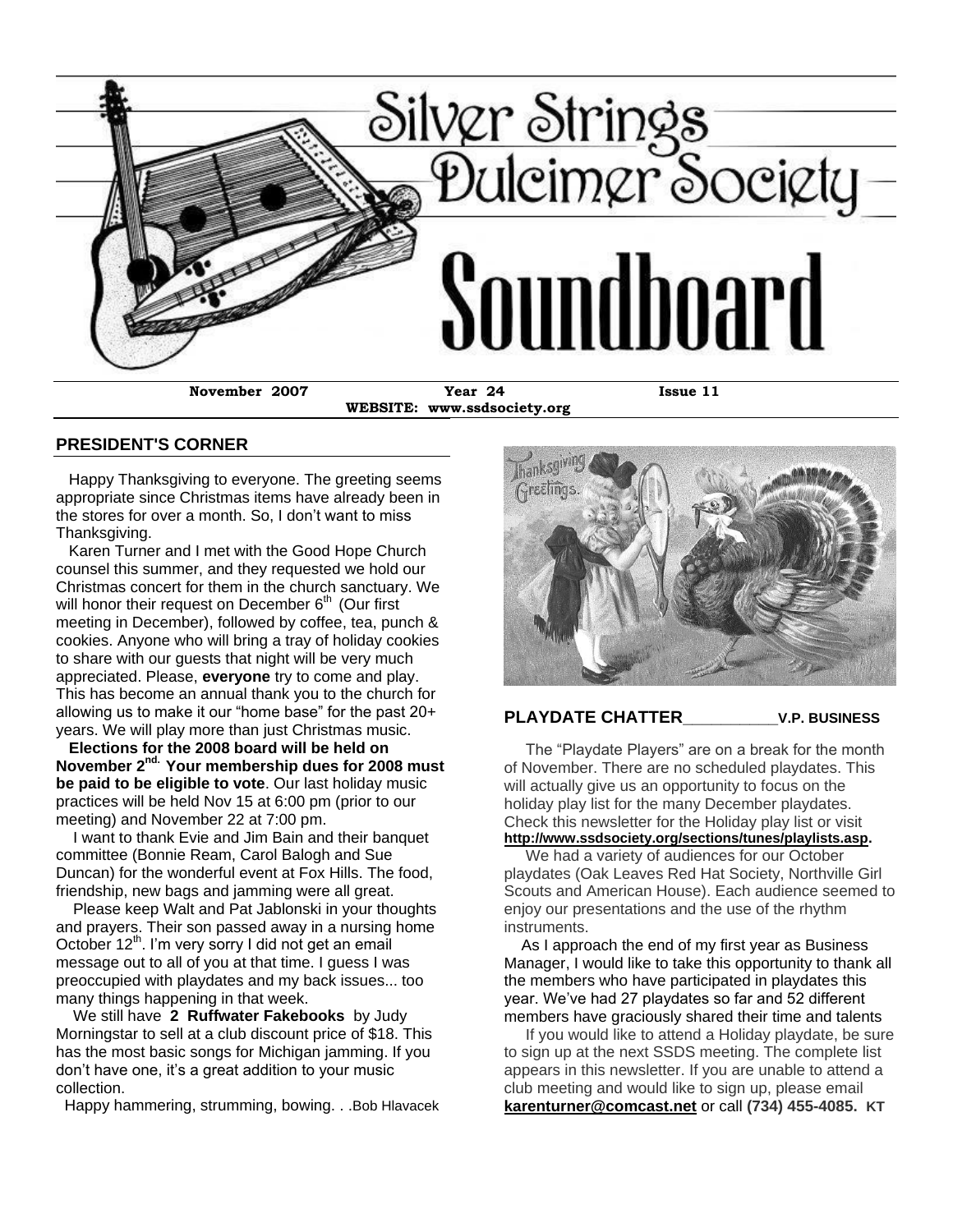# Silver Strings Dulcimer Society

# Soundboard

**November 2007** **Year 24** **Issue 11**

**WEBSITE: www.ssdsociety.org**

## PRESIDENT'S CORNER

Happy Thanksgiving to everyone. The greeting seems appropriate since Christmas items have already been in the stores for over a month. So, I don't want to miss Thanksgiving.

Karen Turner and I met with the Good Hope Church counsel this summer, and they requested we hold our Christmas concert for them in the church sanctuary. We will honor their request on December 6th (Our first meeting in December), followed by coffee, tea, punch & cookies. Anyone who will bring a tray of holiday cookies to share with our guests that night will be very much appreciated. Please, **everyone** try to come and play. This has become an annual thank you to the church for allowing us to make it our "home base" for the past 20+ years. We will play more than just Christmas music.

**Elections for the 2008 board will be held on November 2nd. Your membership dues for 2008 must be paid to be eligible to vote**. Our last holiday music practices will be held Nov 15 at 6:00 pm (prior to our meeting) and November 22 at 7:00 pm.

I want to thank Evie and Jim Bain and their banquet committee (Bonnie Ream, Carol Balogh and Sue Duncan) for the wonderful event at Fox Hills. The food, friendship, new bags and jamming were all great.

Please keep Walt and Pat Jablonski in your thoughts and prayers. Their son passed away in a nursing home October 12th. I'm very sorry I did not get an email message out to all of you at that time. I guess I was preoccupied with playdates and my back issues... too many things happening in that week.

We still have **2 Ruffwater Fakebooks** by Judy Morningstar to sell at a club discount price of $18. This has the most basic songs for Michigan jamming. If you don't have one, it's a great addition to your music collection.

Happy hammering, strumming, bowing. . .Bob Hlavacek

## PLAYDATE CHATTER ____________ V.P. BUSINESS

The "Playdate Players" are on a break for the month of November. There are no scheduled playdates. This will actually give us an opportunity to focus on the holiday play list for the many December playdates. Check this newsletter for the Holiday play list or visit **http://www.ssdsociety.org/sections/tunes/playlists.asp**.

We had a variety of audiences for our October playdates (Oak Leaves Red Hat Society, Northville Girl Scouts and American House). Each audience seemed to enjoy our presentations and the use of the rhythm instruments.

As I approach the end of my first year as Business Manager, I would like to take this opportunity to thank all the members who have participated in playdates this year. We've had 27 playdates so far and 52 different members have graciously shared their time and talents

If you would like to attend a Holiday playdate, be sure to sign up at the next SSDS meeting. The complete list appears in this newsletter. If you are unable to attend a club meeting and would like to sign up, please email **karenturner@comcast.net** or call **(734) 455-4085. KT**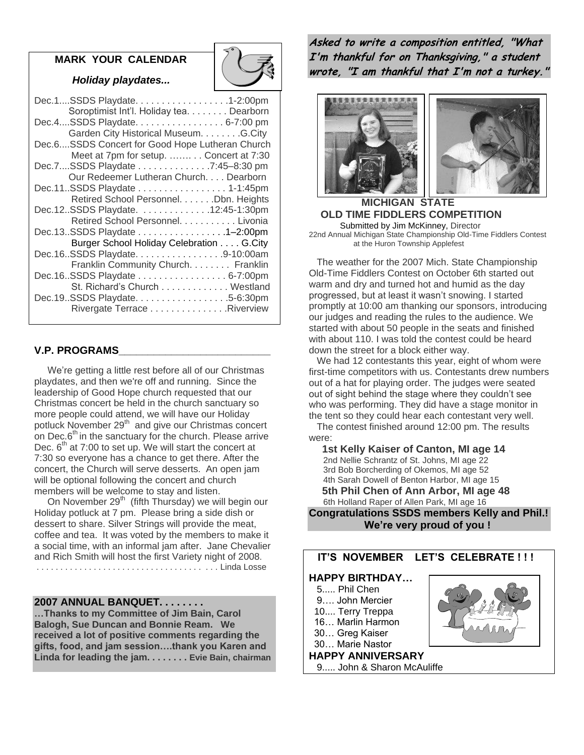## MARK YOUR CALENDAR

*Holiday playdates...*

Dec.1....SSDS Playdate. . . . . . . . . . . . . . . . . .1-2:00pm
Soroptimist Int'l. Holiday tea. . . . . . . . Dearborn

Dec.4....SSDS Playdate. . . . . . . . . . . . . . . . . 6-7:00 pm
Garden City Historical Museum. . . . . . . .G.City

Dec.6....SSDS Concert for Good Hope Lutheran Church
Meet at 7pm for setup. ……. . . Concert at 7:30

Dec.7....SSDS Playdate . . . . . . . . . . . . . .7:45–8:30 pm
Our Redeemer Lutheran Church. . . . Dearborn

Dec.11..SSDS Playdate . . . . . . . . . . . . . . . . . 1-1:45pm
Retired School Personnel. . . . . . .Dbn. Heights

Dec.12..SSDS Playdate. . . . . . . . . . . . . .12:45-1:30pm
Retired School Personnel. . . . . . . . . . . Livonia

Dec.13..SSDS Playdate . . . . . . . . . . . . . . . . .1–2:00pm
Burger School Holiday Celebration . . . . G.City

Dec.16..SSDS Playdate. . . . . . . . . . . . . . . . .9-10:00am
Franklin Community Church. . . . . . . . Franklin

Dec.16..SSDS Playdate . . . . . . . . . . . . . . . . . 6-7:00pm
St. Richard's Church . . . . . . . . . . . . . Westland

Dec.19..SSDS Playdate. . . . . . . . . . . . . . . . . .5-6:30pm
Rivergate Terrace . . . . . . . . . . . . . . .Riverview

## V.P. PROGRAMS

We're getting a little rest before all of our Christmas playdates, and then we're off and running. Since the leadership of Good Hope church requested that our Christmas concert be held in the church sanctuary so more people could attend, we will have our Holiday potluck November 29th and give our Christmas concert on Dec.6th in the sanctuary for the church. Please arrive Dec. 6th at 7:00 to set up. We will start the concert at 7:30 so everyone has a chance to get there. After the concert, the Church will serve desserts. An open jam will be optional following the concert and church members will be welcome to stay and listen.

On November 29th (fifth Thursday) we will begin our Holiday potluck at 7 pm. Please bring a side dish or dessert to share. Silver Strings will provide the meat, coffee and tea. It was voted by the members to make it a social time, with an informal jam after. Jane Chevalier and Rich Smith will host the first Variety night of 2008.
. . . . . . . . . . . . . . . . . . . . . . . . . . . . . . . . . . . . Linda Losse

## 2007 ANNUAL BANQUET. . . . . . . .

**…Thanks to my Committee of Jim Bain, Carol Balogh, Sue Duncan and Bonnie Ream. We received a lot of positive comments regarding the gifts, food, and jam session….thank you Karen and Linda for leading the jam. . . . . . . . Evie Bain, chairman**

***Asked to write a composition entitled, "What I'm thankful for on Thanksgiving," a student wrote, "I am thankful that I'm not a turkey."***

## MICHIGAN STATE OLD TIME FIDDLERS COMPETITION

Submitted by Jim McKinney, Director
22nd Annual Michigan State Championship Old-Time Fiddlers Contest at the Huron Township Applefest

The weather for the 2007 Mich. State Championship Old-Time Fiddlers Contest on October 6th started out warm and dry and turned hot and humid as the day progressed, but at least it wasn't snowing. I started promptly at 10:00 am thanking our sponsors, introducing our judges and reading the rules to the audience. We started with about 50 people in the seats and finished with about 110. I was told the contest could be heard down the street for a block either way.

We had 12 contestants this year, eight of whom were first-time competitors with us. Contestants drew numbers out of a hat for playing order. The judges were seated out of sight behind the stage where they couldn't see who was performing. They did have a stage monitor in the tent so they could hear each contestant very well.

The contest finished around 12:00 pm. The results were:

**1st Kelly Kaiser of Canton, MI age 14**
2nd Nellie Schrantz of St. Johns, MI age 22
3rd Bob Borcherding of Okemos, MI age 52
4th Sarah Dowell of Benton Harbor, MI age 15
**5th Phil Chen of Ann Arbor, MI age 48**
6th Holland Raper of Allen Park, MI age 16

**Congratulations SSDS members Kelly and Phil.! We're very proud of you !**

## IT'S NOVEMBER LET'S CELEBRATE ! ! !

**HAPPY BIRTHDAY…**
5..... Phil Chen
9…. John Mercier
10.... Terry Treppa
16… Marlin Harmon
30… Greg Kaiser
30… Marie Nastor

**HAPPY ANNIVERSARY**
9..... John & Sharon McAuliffe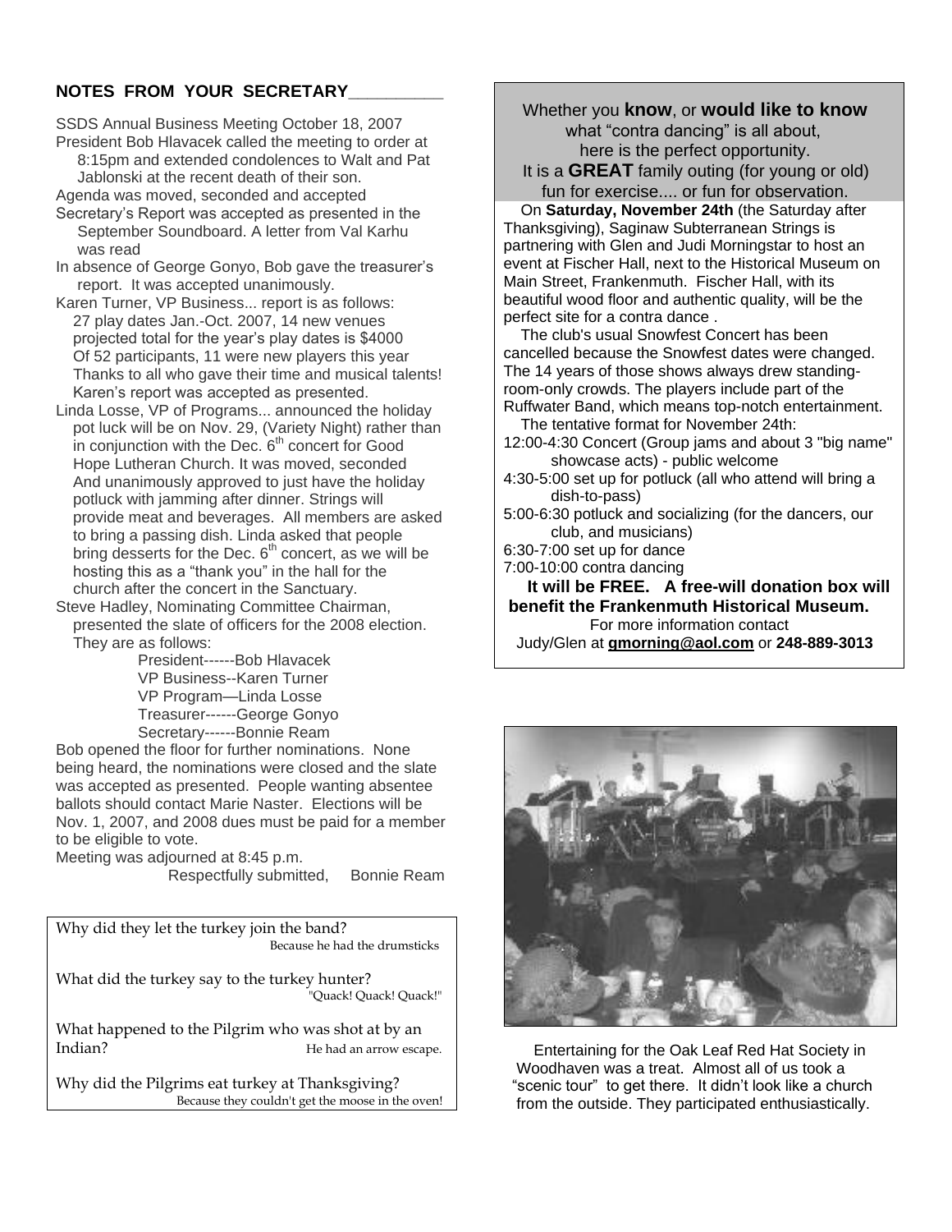## NOTES FROM YOUR SECRETARY__________

SSDS Annual Business Meeting October 18, 2007

President Bob Hlavacek called the meeting to order at 8:15pm and extended condolences to Walt and Pat Jablonski at the recent death of their son.

Agenda was moved, seconded and accepted

Secretary's Report was accepted as presented in the September Soundboard. A letter from Val Karhu was read

In absence of George Gonyo, Bob gave the treasurer's report. It was accepted unanimously.

Karen Turner, VP Business... report is as follows:
27 play dates Jan.-Oct. 2007, 14 new venues
projected total for the year's play dates is $4000
Of 52 participants, 11 were new players this year
Thanks to all who gave their time and musical talents!
Karen's report was accepted as presented.

Linda Losse, VP of Programs... announced the holiday pot luck will be on Nov. 29, (Variety Night) rather than in conjunction with the Dec. 6th concert for Good Hope Lutheran Church. It was moved, seconded And unanimously approved to just have the holiday potluck with jamming after dinner. Strings will provide meat and beverages. All members are asked to bring a passing dish. Linda asked that people bring desserts for the Dec. 6th concert, as we will be hosting this as a "thank you" in the hall for the church after the concert in the Sanctuary.

Steve Hadley, Nominating Committee Chairman, presented the slate of officers for the 2008 election. They are as follows:

President------Bob Hlavacek
VP Business--Karen Turner
VP Program—Linda Losse
Treasurer------George Gonyo
Secretary------Bonnie Ream

Bob opened the floor for further nominations. None being heard, the nominations were closed and the slate was accepted as presented. People wanting absentee ballots should contact Marie Naster. Elections will be Nov. 1, 2007, and 2008 dues must be paid for a member to be eligible to vote.

Meeting was adjourned at 8:45 p.m.

Respectfully submitted, Bonnie Ream

---

Why did they let the turkey join the band?
Because he had the drumsticks

What did the turkey say to the turkey hunter?
"Quack! Quack! Quack!"

What happened to the Pilgrim who was shot at by an Indian?
He had an arrow escape.

Why did the Pilgrims eat turkey at Thanksgiving?
Because they couldn't get the moose in the oven!

---

Whether you **know**, or **would like to know** what "contra dancing" is all about, here is the perfect opportunity.
It is a **GREAT** family outing (for young or old) fun for exercise.... or fun for observation.

On **Saturday, November 24th** (the Saturday after Thanksgiving), Saginaw Subterranean Strings is partnering with Glen and Judi Morningstar to host an event at Fischer Hall, next to the Historical Museum on Main Street, Frankenmuth. Fischer Hall, with its beautiful wood floor and authentic quality, will be the perfect site for a contra dance .

The club's usual Snowfest Concert has been cancelled because the Snowfest dates were changed. The 14 years of those shows always drew standing-room-only crowds. The players include part of the Ruffwater Band, which means top-notch entertainment.

The tentative format for November 24th:

12:00-4:30 Concert (Group jams and about 3 "big name" showcase acts) - public welcome
4:30-5:00 set up for potluck (all who attend will bring a dish-to-pass)
5:00-6:30 potluck and socializing (for the dancers, our club, and musicians)
6:30-7:00 set up for dance
7:00-10:00 contra dancing

**It will be FREE. A free-will donation box will benefit the Frankenmuth Historical Museum.**

For more information contact
Judy/Glen at **gmorning@aol.com** or **248-889-3013**

---

Entertaining for the Oak Leaf Red Hat Society in Woodhaven was a treat. Almost all of us took a "scenic tour" to get there. It didn't look like a church from the outside. They participated enthusiastically.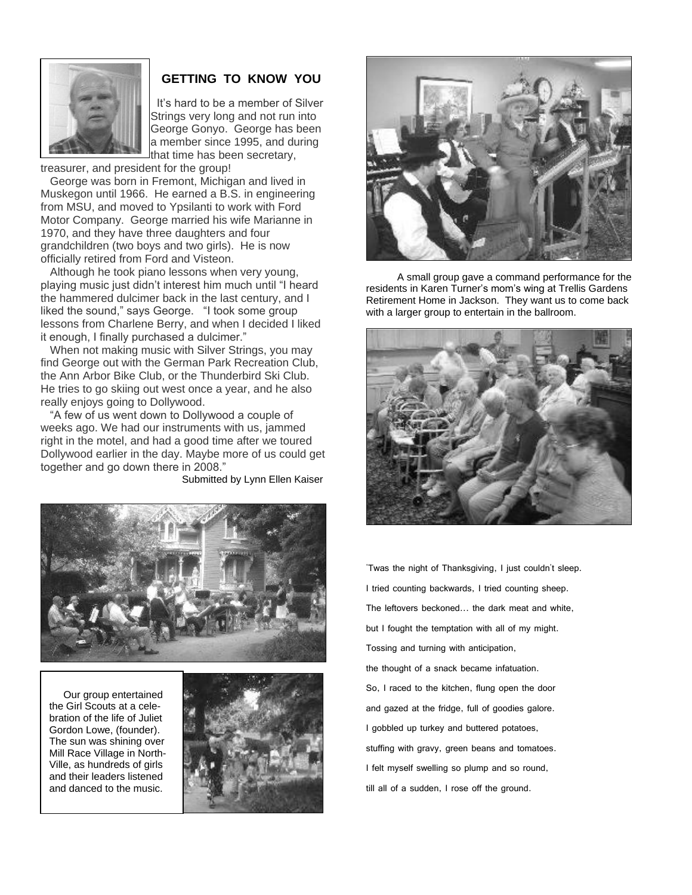## GETTING TO KNOW YOU

It's hard to be a member of Silver Strings very long and not run into George Gonyo. George has been a member since 1995, and during that time has been secretary, treasurer, and president for the group!

George was born in Fremont, Michigan and lived in Muskegon until 1966. He earned a B.S. in engineering from MSU, and moved to Ypsilanti to work with Ford Motor Company. George married his wife Marianne in 1970, and they have three daughters and four grandchildren (two boys and two girls). He is now officially retired from Ford and Visteon.

Although he took piano lessons when very young, playing music just didn't interest him much until "I heard the hammered dulcimer back in the last century, and I liked the sound," says George. "I took some group lessons from Charlene Berry, and when I decided I liked it enough, I finally purchased a dulcimer."

When not making music with Silver Strings, you may find George out with the German Park Recreation Club, the Ann Arbor Bike Club, or the Thunderbird Ski Club. He tries to go skiing out west once a year, and he also really enjoys going to Dollywood.

"A few of us went down to Dollywood a couple of weeks ago. We had our instruments with us, jammed right in the motel, and had a good time after we toured Dollywood earlier in the day. Maybe more of us could get together and go down there in 2008."

Submitted by Lynn Ellen Kaiser

Our group entertained the Girl Scouts at a celebration of the life of Juliet Gordon Lowe, (founder). The sun was shining over Mill Race Village in North-Ville, as hundreds of girls and their leaders listened and danced to the music.

A small group gave a command performance for the residents in Karen Turner's mom's wing at Trellis Gardens Retirement Home in Jackson. They want us to come back with a larger group to entertain in the ballroom.

'Twas the night of Thanksgiving, I just couldn't sleep.
I tried counting backwards, I tried counting sheep.
The leftovers beckoned… the dark meat and white,
but I fought the temptation with all of my might.
Tossing and turning with anticipation,
the thought of a snack became infatuation.
So, I raced to the kitchen, flung open the door
and gazed at the fridge, full of goodies galore.
I gobbled up turkey and buttered potatoes,
stuffing with gravy, green beans and tomatoes.
I felt myself swelling so plump and so round,
till all of a sudden, I rose off the ground.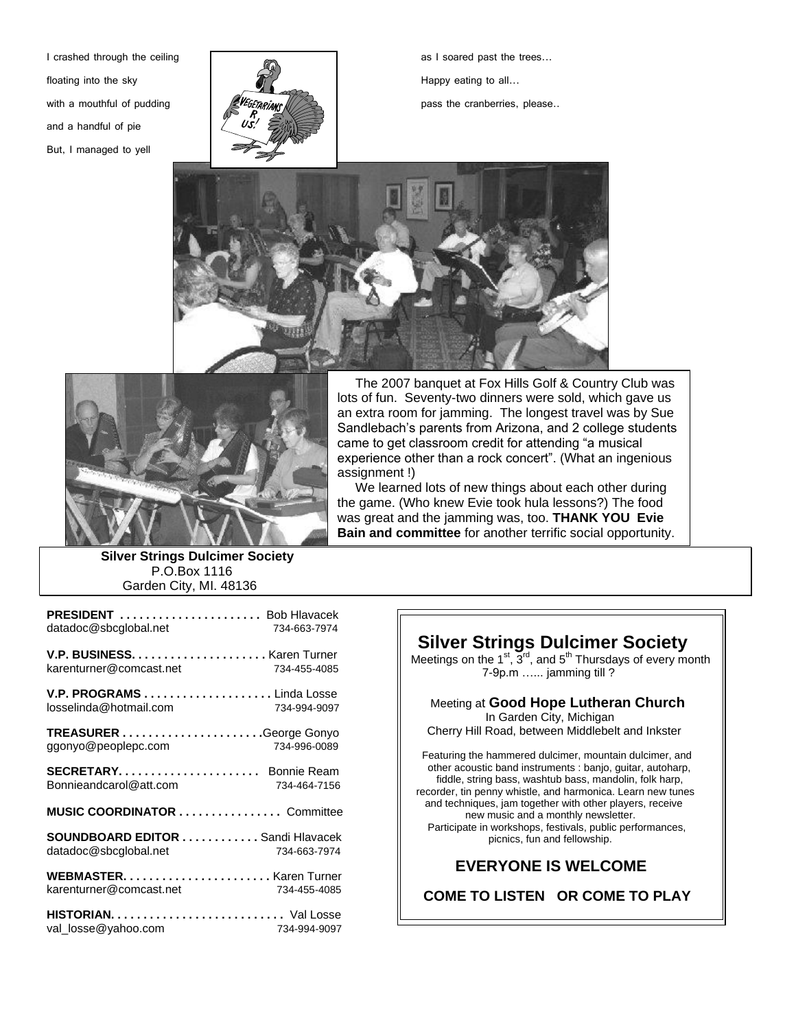I crashed through the ceiling

floating into the sky

with a mouthful of pudding

and a handful of pie

But, I managed to yell

as I soared past the trees…

Happy eating to all…

pass the cranberries, please..

The 2007 banquet at Fox Hills Golf & Country Club was lots of fun. Seventy-two dinners were sold, which gave us an extra room for jamming. The longest travel was by Sue Sandlebach's parents from Arizona, and 2 college students came to get classroom credit for attending "a musical experience other than a rock concert". (What an ingenious assignment !)

We learned lots of new things about each other during the game. (Who knew Evie took hula lessons?) The food was great and the jamming was, too. **THANK YOU Evie Bain and committee** for another terrific social opportunity.

**Silver Strings Dulcimer Society**
P.O.Box 1116
Garden City, MI. 48136

**PRESIDENT** . . . . . . . . . . . . . . . . . . . . . . Bob Hlavacek
datadoc@sbcglobal.net 734-663-7974

**V.P. BUSINESS.** . . . . . . . . . . . . . . . . . . . . Karen Turner
karenturner@comcast.net 734-455-4085

**V.P. PROGRAMS** . . . . . . . . . . . . . . . . . . . Linda Losse
losselinda@hotmail.com 734-994-9097

**TREASURER** . . . . . . . . . . . . . . . . . . . . . .George Gonyo
ggonyo@peoplepc.com 734-996-0089

**SECRETARY.** . . . . . . . . . . . . . . . . . . . . . Bonnie Ream
Bonnieandcarol@att.com 734-464-7156

**MUSIC COORDINATOR** . . . . . . . . . . . . . . . . Committee

**SOUNDBOARD EDITOR** . . . . . . . . . . . . Sandi Hlavacek
datadoc@sbcglobal.net 734-663-7974

**WEBMASTER.** . . . . . . . . . . . . . . . . . . . . . . Karen Turner
karenturner@comcast.net 734-455-4085

**HISTORIAN.** . . . . . . . . . . . . . . . . . . . . . . . . . . Val Losse
val_losse@yahoo.com 734-994-9097

## Silver Strings Dulcimer Society

Meetings on the 1st, 3rd, and 5th Thursdays of every month
7-9p.m …... jamming till ?

Meeting at **Good Hope Lutheran Church**
In Garden City, Michigan
Cherry Hill Road, between Middlebelt and Inkster

Featuring the hammered dulcimer, mountain dulcimer, and other acoustic band instruments : banjo, guitar, autoharp, fiddle, string bass, washtub bass, mandolin, folk harp, recorder, tin penny whistle, and harmonica. Learn new tunes and techniques, jam together with other players, receive new music and a monthly newsletter.
Participate in workshops, festivals, public performances, picnics, fun and fellowship.

### EVERYONE IS WELCOME

**COME TO LISTEN OR COME TO PLAY**